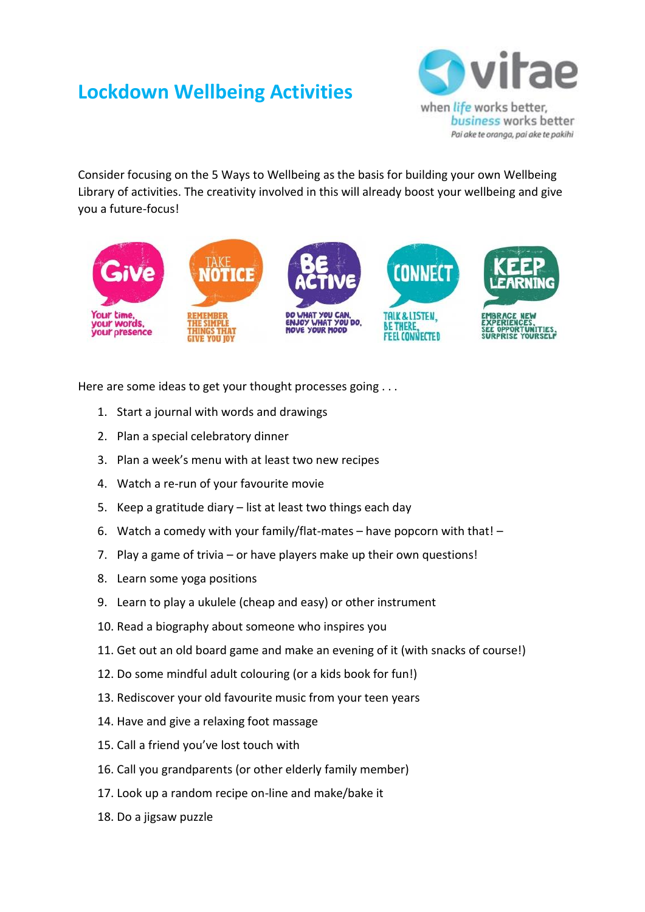# Lockdown Wellbeing Activities

vitae
when *life* works better,
*business* works better
*Pai ake te oranga, pai ake te pakihi*

Consider focusing on the 5 Ways to Wellbeing as the basis for building your own Wellbeing Library of activities. The creativity involved in this will already boost your wellbeing and give you a future-focus!

**Give** – Your time, your words, your presence

**Take Notice** – Remember the simple things that give you joy

**Be Active** – Do what you can, enjoy what you do, move your mood

**Connect** – Talk & listen, be there, feel connected

**Keep Learning** – Embrace new experiences, see opportunities, surprise yourself

Here are some ideas to get your thought processes going . . .

1. Start a journal with words and drawings
2. Plan a special celebratory dinner
3. Plan a week's menu with at least two new recipes
4. Watch a re-run of your favourite movie
5. Keep a gratitude diary – list at least two things each day
6. Watch a comedy with your family/flat-mates – have popcorn with that! –
7. Play a game of trivia – or have players make up their own questions!
8. Learn some yoga positions
9. Learn to play a ukulele (cheap and easy) or other instrument
10. Read a biography about someone who inspires you
11. Get out an old board game and make an evening of it (with snacks of course!)
12. Do some mindful adult colouring (or a kids book for fun!)
13. Rediscover your old favourite music from your teen years
14. Have and give a relaxing foot massage
15. Call a friend you've lost touch with
16. Call you grandparents (or other elderly family member)
17. Look up a random recipe on-line and make/bake it
18. Do a jigsaw puzzle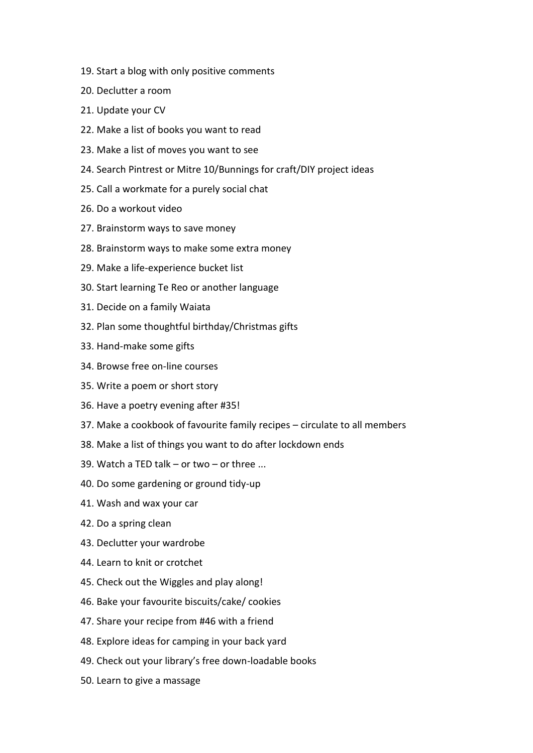19. Start a blog with only positive comments
20. Declutter a room
21. Update your CV
22. Make a list of books you want to read
23. Make a list of moves you want to see
24. Search Pintrest or Mitre 10/Bunnings for craft/DIY project ideas
25. Call a workmate for a purely social chat
26. Do a workout video
27. Brainstorm ways to save money
28. Brainstorm ways to make some extra money
29. Make a life-experience bucket list
30. Start learning Te Reo or another language
31. Decide on a family Waiata
32. Plan some thoughtful birthday/Christmas gifts
33. Hand-make some gifts
34. Browse free on-line courses
35. Write a poem or short story
36. Have a poetry evening after #35!
37. Make a cookbook of favourite family recipes – circulate to all members
38. Make a list of things you want to do after lockdown ends
39. Watch a TED talk – or two – or three ...
40. Do some gardening or ground tidy-up
41. Wash and wax your car
42. Do a spring clean
43. Declutter your wardrobe
44. Learn to knit or crotchet
45. Check out the Wiggles and play along!
46. Bake your favourite biscuits/cake/ cookies
47. Share your recipe from #46 with a friend
48. Explore ideas for camping in your back yard
49. Check out your library's free down-loadable books
50. Learn to give a massage